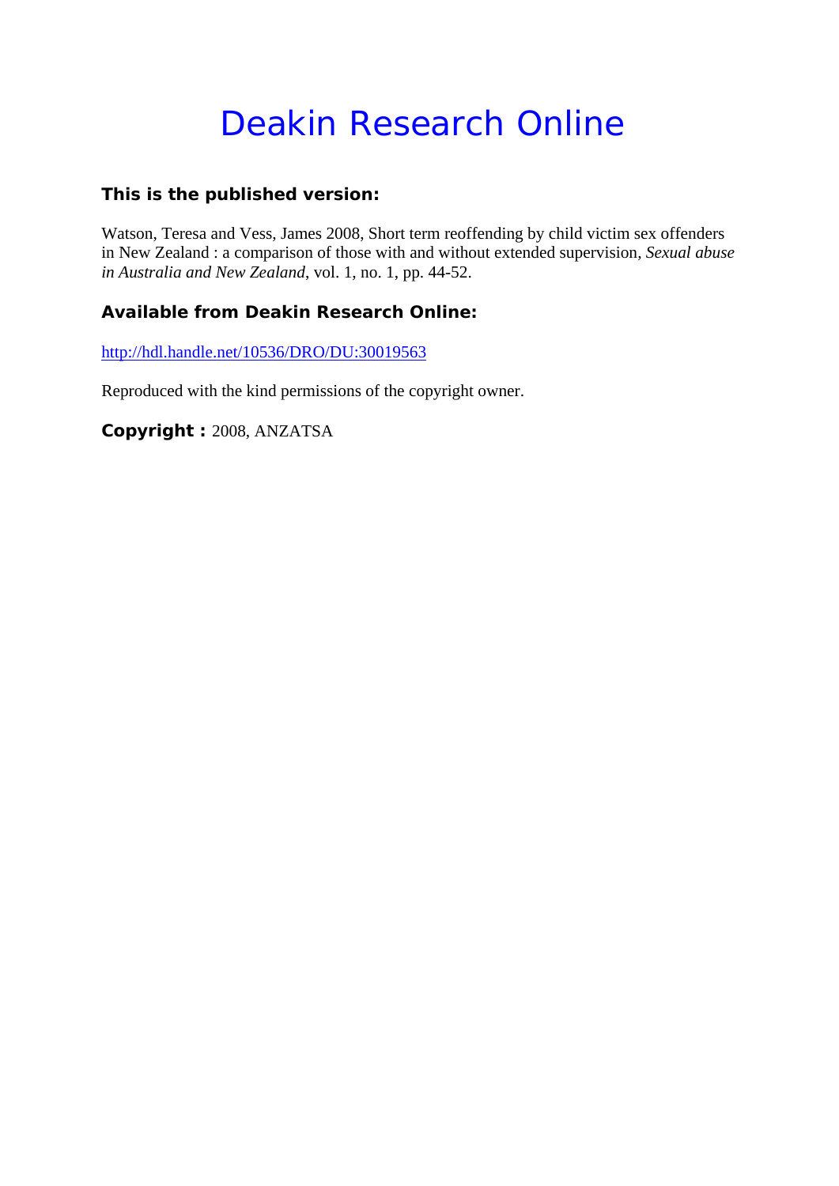# Deakin Research Online

### This is the published version:

Watson, Teresa and Vess, James 2008, Short term reoffending by child victim sex offenders in New Zealand : a comparison of those with and without extended supervision, *Sexual abuse in Australia and New Zealand*, vol. 1, no. 1, pp. 44-52.

### Available from Deakin Research Online:

http://hdl.handle.net/10536/DRO/DU:30019563

Reproduced with the kind permissions of the copyright owner.

**Copyright :** 2008, ANZATSA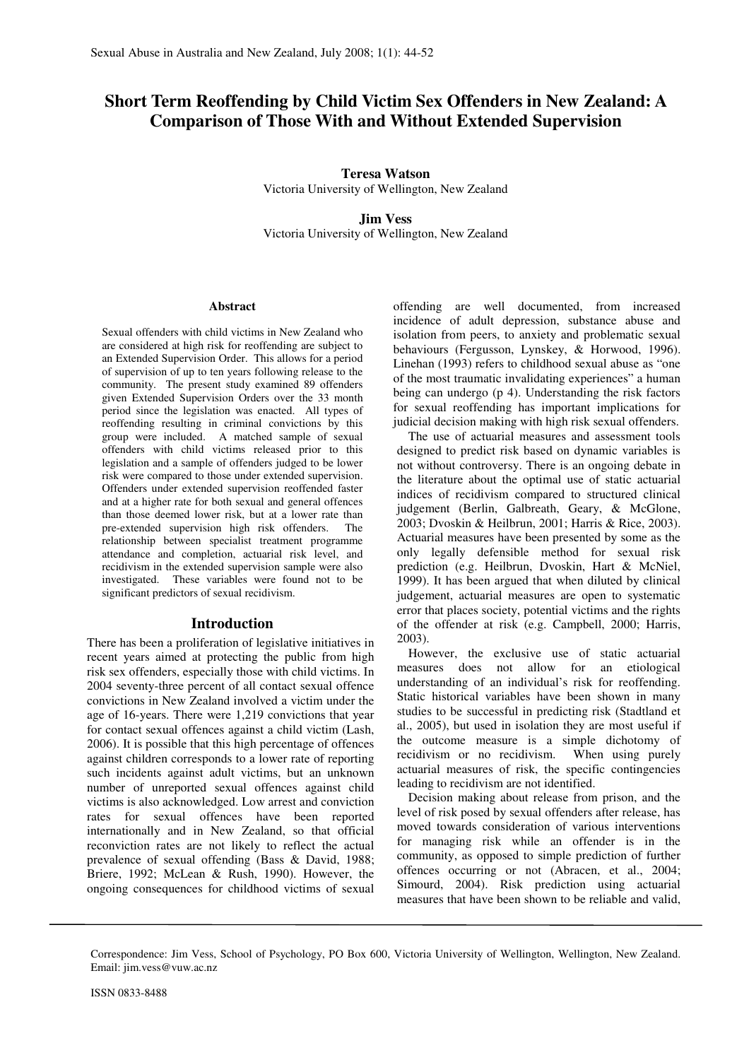# Short Term Reoffending by Child Victim Sex Offenders in New Zealand: A Comparison of Those With and Without Extended Supervision

**Teresa Watson**
Victoria University of Wellington, New Zealand

**Jim Vess**
Victoria University of Wellington, New Zealand

### Abstract

Sexual offenders with child victims in New Zealand who are considered at high risk for reoffending are subject to an Extended Supervision Order. This allows for a period of supervision of up to ten years following release to the community. The present study examined 89 offenders given Extended Supervision Orders over the 33 month period since the legislation was enacted. All types of reoffending resulting in criminal convictions by this group were included. A matched sample of sexual offenders with child victims released prior to this legislation and a sample of offenders judged to be lower risk were compared to those under extended supervision. Offenders under extended supervision reoffended faster and at a higher rate for both sexual and general offences than those deemed lower risk, but at a lower rate than pre-extended supervision high risk offenders. The relationship between specialist treatment programme attendance and completion, actuarial risk level, and recidivism in the extended supervision sample were also investigated. These variables were found not to be significant predictors of sexual recidivism.

## Introduction

There has been a proliferation of legislative initiatives in recent years aimed at protecting the public from high risk sex offenders, especially those with child victims. In 2004 seventy-three percent of all contact sexual offence convictions in New Zealand involved a victim under the age of 16-years. There were 1,219 convictions that year for contact sexual offences against a child victim (Lash, 2006). It is possible that this high percentage of offences against children corresponds to a lower rate of reporting such incidents against adult victims, but an unknown number of unreported sexual offences against child victims is also acknowledged. Low arrest and conviction rates for sexual offences have been reported internationally and in New Zealand, so that official reconviction rates are not likely to reflect the actual prevalence of sexual offending (Bass & David, 1988; Briere, 1992; McLean & Rush, 1990). However, the ongoing consequences for childhood victims of sexual offending are well documented, from increased incidence of adult depression, substance abuse and isolation from peers, to anxiety and problematic sexual behaviours (Fergusson, Lynskey, & Horwood, 1996). Linehan (1993) refers to childhood sexual abuse as "one of the most traumatic invalidating experiences" a human being can undergo (p 4). Understanding the risk factors for sexual reoffending has important implications for judicial decision making with high risk sexual offenders.

The use of actuarial measures and assessment tools designed to predict risk based on dynamic variables is not without controversy. There is an ongoing debate in the literature about the optimal use of static actuarial indices of recidivism compared to structured clinical judgement (Berlin, Galbreath, Geary, & McGlone, 2003; Dvoskin & Heilbrun, 2001; Harris & Rice, 2003). Actuarial measures have been presented by some as the only legally defensible method for sexual risk prediction (e.g. Heilbrun, Dvoskin, Hart & McNiel, 1999). It has been argued that when diluted by clinical judgement, actuarial measures are open to systematic error that places society, potential victims and the rights of the offender at risk (e.g. Campbell, 2000; Harris, 2003).

However, the exclusive use of static actuarial measures does not allow for an etiological understanding of an individual's risk for reoffending. Static historical variables have been shown in many studies to be successful in predicting risk (Stadtland et al., 2005), but used in isolation they are most useful if the outcome measure is a simple dichotomy of recidivism or no recidivism. When using purely actuarial measures of risk, the specific contingencies leading to recidivism are not identified.

Decision making about release from prison, and the level of risk posed by sexual offenders after release, has moved towards consideration of various interventions for managing risk while an offender is in the community, as opposed to simple prediction of further offences occurring or not (Abracen, et al., 2004; Simourd, 2004). Risk prediction using actuarial measures that have been shown to be reliable and valid,

Correspondence: Jim Vess, School of Psychology, PO Box 600, Victoria University of Wellington, Wellington, New Zealand. Email: jim.vess@vuw.ac.nz

ISSN 0833-8488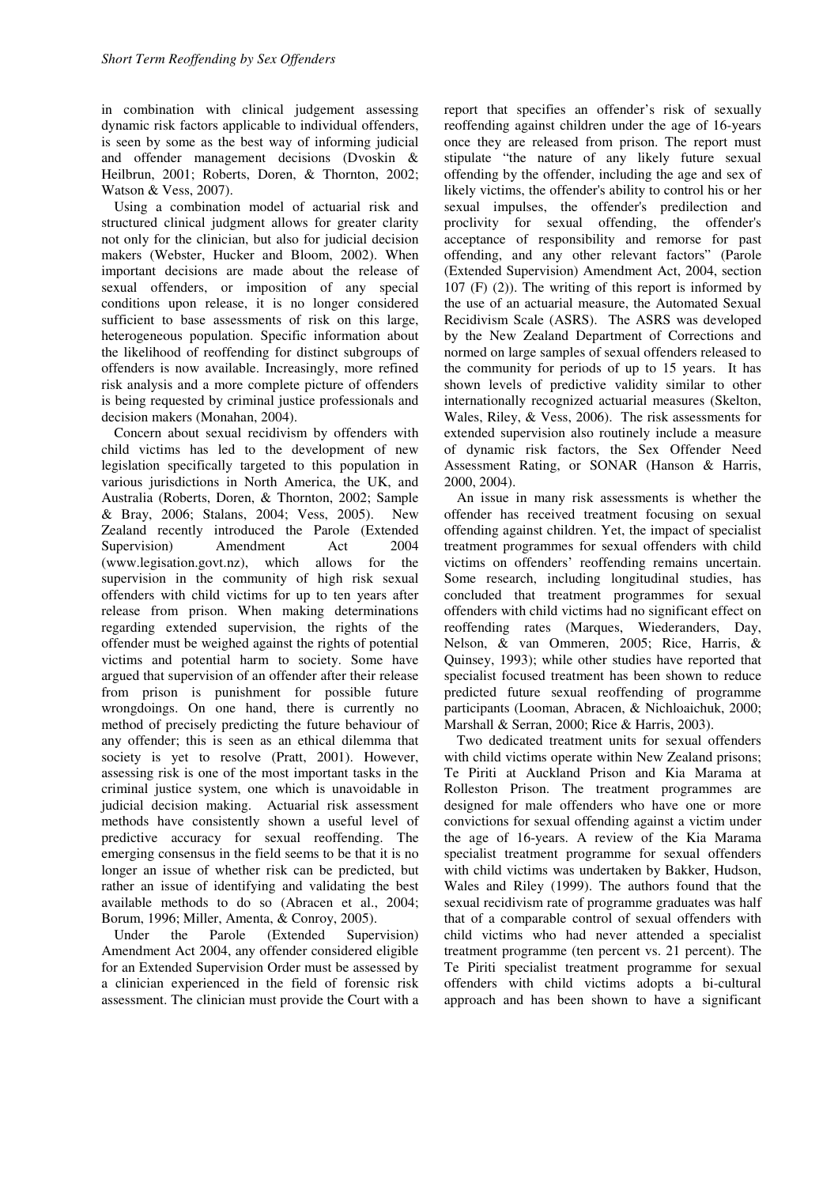in combination with clinical judgement assessing dynamic risk factors applicable to individual offenders, is seen by some as the best way of informing judicial and offender management decisions (Dvoskin & Heilbrun, 2001; Roberts, Doren, & Thornton, 2002; Watson & Vess, 2007).

Using a combination model of actuarial risk and structured clinical judgment allows for greater clarity not only for the clinician, but also for judicial decision makers (Webster, Hucker and Bloom, 2002). When important decisions are made about the release of sexual offenders, or imposition of any special conditions upon release, it is no longer considered sufficient to base assessments of risk on this large, heterogeneous population. Specific information about the likelihood of reoffending for distinct subgroups of offenders is now available. Increasingly, more refined risk analysis and a more complete picture of offenders is being requested by criminal justice professionals and decision makers (Monahan, 2004).

Concern about sexual recidivism by offenders with child victims has led to the development of new legislation specifically targeted to this population in various jurisdictions in North America, the UK, and Australia (Roberts, Doren, & Thornton, 2002; Sample & Bray, 2006; Stalans, 2004; Vess, 2005). New Zealand recently introduced the Parole (Extended Supervision) Amendment Act 2004 (www.legisation.govt.nz), which allows for the supervision in the community of high risk sexual offenders with child victims for up to ten years after release from prison. When making determinations regarding extended supervision, the rights of the offender must be weighed against the rights of potential victims and potential harm to society. Some have argued that supervision of an offender after their release from prison is punishment for possible future wrongdoings. On one hand, there is currently no method of precisely predicting the future behaviour of any offender; this is seen as an ethical dilemma that society is yet to resolve (Pratt, 2001). However, assessing risk is one of the most important tasks in the criminal justice system, one which is unavoidable in judicial decision making. Actuarial risk assessment methods have consistently shown a useful level of predictive accuracy for sexual reoffending. The emerging consensus in the field seems to be that it is no longer an issue of whether risk can be predicted, but rather an issue of identifying and validating the best available methods to do so (Abracen et al., 2004; Borum, 1996; Miller, Amenta, & Conroy, 2005).

Under the Parole (Extended Supervision) Amendment Act 2004, any offender considered eligible for an Extended Supervision Order must be assessed by a clinician experienced in the field of forensic risk assessment. The clinician must provide the Court with a report that specifies an offender's risk of sexually reoffending against children under the age of 16-years once they are released from prison. The report must stipulate "the nature of any likely future sexual offending by the offender, including the age and sex of likely victims, the offender's ability to control his or her sexual impulses, the offender's predilection and proclivity for sexual offending, the offender's acceptance of responsibility and remorse for past offending, and any other relevant factors" (Parole (Extended Supervision) Amendment Act, 2004, section 107 (F) (2)). The writing of this report is informed by the use of an actuarial measure, the Automated Sexual Recidivism Scale (ASRS). The ASRS was developed by the New Zealand Department of Corrections and normed on large samples of sexual offenders released to the community for periods of up to 15 years. It has shown levels of predictive validity similar to other internationally recognized actuarial measures (Skelton, Wales, Riley, & Vess, 2006). The risk assessments for extended supervision also routinely include a measure of dynamic risk factors, the Sex Offender Need Assessment Rating, or SONAR (Hanson & Harris, 2000, 2004).

An issue in many risk assessments is whether the offender has received treatment focusing on sexual offending against children. Yet, the impact of specialist treatment programmes for sexual offenders with child victims on offenders' reoffending remains uncertain. Some research, including longitudinal studies, has concluded that treatment programmes for sexual offenders with child victims had no significant effect on reoffending rates (Marques, Wiederanders, Day, Nelson, & van Ommeren, 2005; Rice, Harris, & Quinsey, 1993); while other studies have reported that specialist focused treatment has been shown to reduce predicted future sexual reoffending of programme participants (Looman, Abracen, & Nichloaichuk, 2000; Marshall & Serran, 2000; Rice & Harris, 2003).

Two dedicated treatment units for sexual offenders with child victims operate within New Zealand prisons; Te Piriti at Auckland Prison and Kia Marama at Rolleston Prison. The treatment programmes are designed for male offenders who have one or more convictions for sexual offending against a victim under the age of 16-years. A review of the Kia Marama specialist treatment programme for sexual offenders with child victims was undertaken by Bakker, Hudson, Wales and Riley (1999). The authors found that the sexual recidivism rate of programme graduates was half that of a comparable control of sexual offenders with child victims who had never attended a specialist treatment programme (ten percent vs. 21 percent). The Te Piriti specialist treatment programme for sexual offenders with child victims adopts a bi-cultural approach and has been shown to have a significant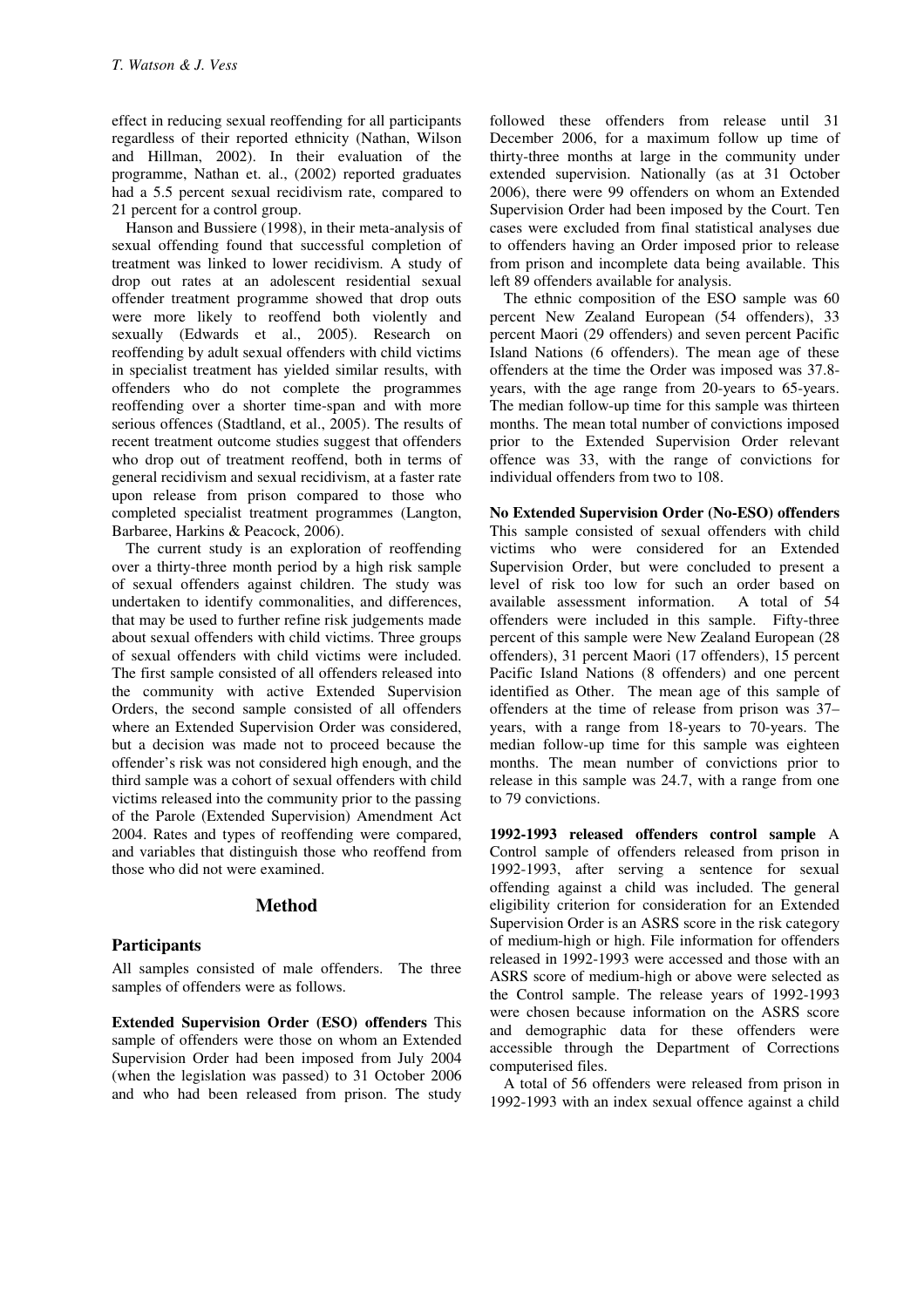effect in reducing sexual reoffending for all participants regardless of their reported ethnicity (Nathan, Wilson and Hillman, 2002). In their evaluation of the programme, Nathan et. al., (2002) reported graduates had a 5.5 percent sexual recidivism rate, compared to 21 percent for a control group.

Hanson and Bussiere (1998), in their meta-analysis of sexual offending found that successful completion of treatment was linked to lower recidivism. A study of drop out rates at an adolescent residential sexual offender treatment programme showed that drop outs were more likely to reoffend both violently and sexually (Edwards et al., 2005). Research on reoffending by adult sexual offenders with child victims in specialist treatment has yielded similar results, with offenders who do not complete the programmes reoffending over a shorter time-span and with more serious offences (Stadtland, et al., 2005). The results of recent treatment outcome studies suggest that offenders who drop out of treatment reoffend, both in terms of general recidivism and sexual recidivism, at a faster rate upon release from prison compared to those who completed specialist treatment programmes (Langton, Barbaree, Harkins & Peacock, 2006).

The current study is an exploration of reoffending over a thirty-three month period by a high risk sample of sexual offenders against children. The study was undertaken to identify commonalities, and differences, that may be used to further refine risk judgements made about sexual offenders with child victims. Three groups of sexual offenders with child victims were included. The first sample consisted of all offenders released into the community with active Extended Supervision Orders, the second sample consisted of all offenders where an Extended Supervision Order was considered, but a decision was made not to proceed because the offender's risk was not considered high enough, and the third sample was a cohort of sexual offenders with child victims released into the community prior to the passing of the Parole (Extended Supervision) Amendment Act 2004. Rates and types of reoffending were compared, and variables that distinguish those who reoffend from those who did not were examined.

## Method

### Participants

All samples consisted of male offenders. The three samples of offenders were as follows.

**Extended Supervision Order (ESO) offenders** This sample of offenders were those on whom an Extended Supervision Order had been imposed from July 2004 (when the legislation was passed) to 31 October 2006 and who had been released from prison. The study followed these offenders from release until 31 December 2006, for a maximum follow up time of thirty-three months at large in the community under extended supervision. Nationally (as at 31 October 2006), there were 99 offenders on whom an Extended Supervision Order had been imposed by the Court. Ten cases were excluded from final statistical analyses due to offenders having an Order imposed prior to release from prison and incomplete data being available. This left 89 offenders available for analysis.

The ethnic composition of the ESO sample was 60 percent New Zealand European (54 offenders), 33 percent Maori (29 offenders) and seven percent Pacific Island Nations (6 offenders). The mean age of these offenders at the time the Order was imposed was 37.8-years, with the age range from 20-years to 65-years. The median follow-up time for this sample was thirteen months. The mean total number of convictions imposed prior to the Extended Supervision Order relevant offence was 33, with the range of convictions for individual offenders from two to 108.

**No Extended Supervision Order (No-ESO) offenders** This sample consisted of sexual offenders with child victims who were considered for an Extended Supervision Order, but were concluded to present a level of risk too low for such an order based on available assessment information. A total of 54 offenders were included in this sample. Fifty-three percent of this sample were New Zealand European (28 offenders), 31 percent Maori (17 offenders), 15 percent Pacific Island Nations (8 offenders) and one percent identified as Other. The mean age of this sample of offenders at the time of release from prison was 37–years, with a range from 18-years to 70-years. The median follow-up time for this sample was eighteen months. The mean number of convictions prior to release in this sample was 24.7, with a range from one to 79 convictions.

**1992-1993 released offenders control sample** A Control sample of offenders released from prison in 1992-1993, after serving a sentence for sexual offending against a child was included. The general eligibility criterion for consideration for an Extended Supervision Order is an ASRS score in the risk category of medium-high or high. File information for offenders released in 1992-1993 were accessed and those with an ASRS score of medium-high or above were selected as the Control sample. The release years of 1992-1993 were chosen because information on the ASRS score and demographic data for these offenders were accessible through the Department of Corrections computerised files.

A total of 56 offenders were released from prison in 1992-1993 with an index sexual offence against a child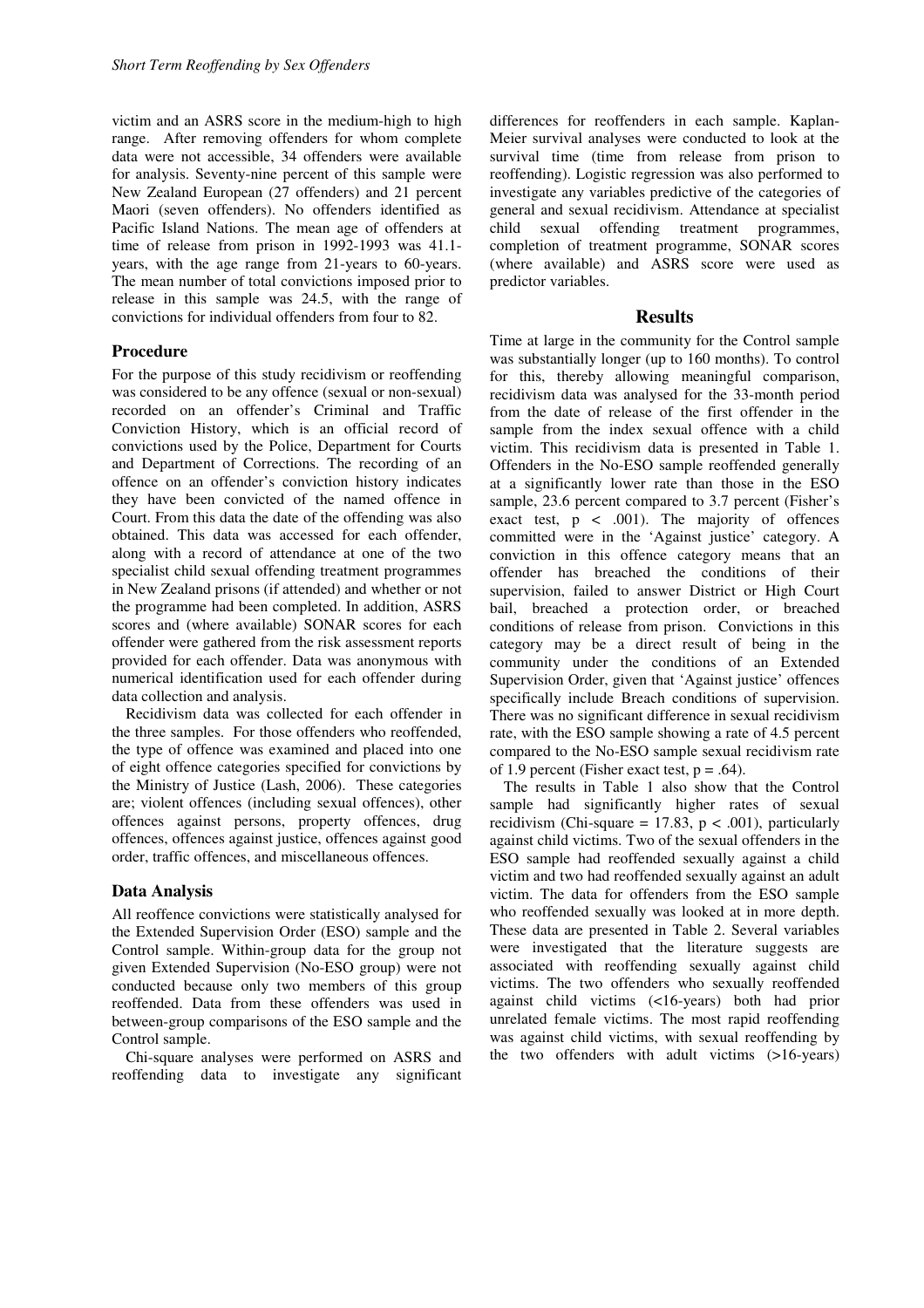victim and an ASRS score in the medium-high to high range. After removing offenders for whom complete data were not accessible, 34 offenders were available for analysis. Seventy-nine percent of this sample were New Zealand European (27 offenders) and 21 percent Maori (seven offenders). No offenders identified as Pacific Island Nations. The mean age of offenders at time of release from prison in 1992-1993 was 41.1-years, with the age range from 21-years to 60-years. The mean number of total convictions imposed prior to release in this sample was 24.5, with the range of convictions for individual offenders from four to 82.

### Procedure

For the purpose of this study recidivism or reoffending was considered to be any offence (sexual or non-sexual) recorded on an offender's Criminal and Traffic Conviction History, which is an official record of convictions used by the Police, Department for Courts and Department of Corrections. The recording of an offence on an offender's conviction history indicates they have been convicted of the named offence in Court. From this data the date of the offending was also obtained. This data was accessed for each offender, along with a record of attendance at one of the two specialist child sexual offending treatment programmes in New Zealand prisons (if attended) and whether or not the programme had been completed. In addition, ASRS scores and (where available) SONAR scores for each offender were gathered from the risk assessment reports provided for each offender. Data was anonymous with numerical identification used for each offender during data collection and analysis.

Recidivism data was collected for each offender in the three samples. For those offenders who reoffended, the type of offence was examined and placed into one of eight offence categories specified for convictions by the Ministry of Justice (Lash, 2006). These categories are; violent offences (including sexual offences), other offences against persons, property offences, drug offences, offences against justice, offences against good order, traffic offences, and miscellaneous offences.

### Data Analysis

All reoffence convictions were statistically analysed for the Extended Supervision Order (ESO) sample and the Control sample. Within-group data for the group not given Extended Supervision (No-ESO group) were not conducted because only two members of this group reoffended. Data from these offenders was used in between-group comparisons of the ESO sample and the Control sample.

Chi-square analyses were performed on ASRS and reoffending data to investigate any significant differences for reoffenders in each sample. Kaplan-Meier survival analyses were conducted to look at the survival time (time from release from prison to reoffending). Logistic regression was also performed to investigate any variables predictive of the categories of general and sexual recidivism. Attendance at specialist child sexual offending treatment programmes, completion of treatment programme, SONAR scores (where available) and ASRS score were used as predictor variables.

## Results

Time at large in the community for the Control sample was substantially longer (up to 160 months). To control for this, thereby allowing meaningful comparison, recidivism data was analysed for the 33-month period from the date of release of the first offender in the sample from the index sexual offence with a child victim. This recidivism data is presented in Table 1. Offenders in the No-ESO sample reoffended generally at a significantly lower rate than those in the ESO sample, 23.6 percent compared to 3.7 percent (Fisher's exact test, $p < .001$). The majority of offences committed were in the 'Against justice' category. A conviction in this offence category means that an offender has breached the conditions of their supervision, failed to answer District or High Court bail, breached a protection order, or breached conditions of release from prison. Convictions in this category may be a direct result of being in the community under the conditions of an Extended Supervision Order, given that 'Against justice' offences specifically include Breach conditions of supervision. There was no significant difference in sexual recidivism rate, with the ESO sample showing a rate of 4.5 percent compared to the No-ESO sample sexual recidivism rate of 1.9 percent (Fisher exact test, $p = .64$).

The results in Table 1 also show that the Control sample had significantly higher rates of sexual recidivism (Chi-square = 17.83, $p < .001$), particularly against child victims. Two of the sexual offenders in the ESO sample had reoffended sexually against a child victim and two had reoffended sexually against an adult victim. The data for offenders from the ESO sample who reoffended sexually was looked at in more depth. These data are presented in Table 2. Several variables were investigated that the literature suggests are associated with reoffending sexually against child victims. The two offenders who sexually reoffended against child victims (<16-years) both had prior unrelated female victims. The most rapid reoffending was against child victims, with sexual reoffending by the two offenders with adult victims (>16-years)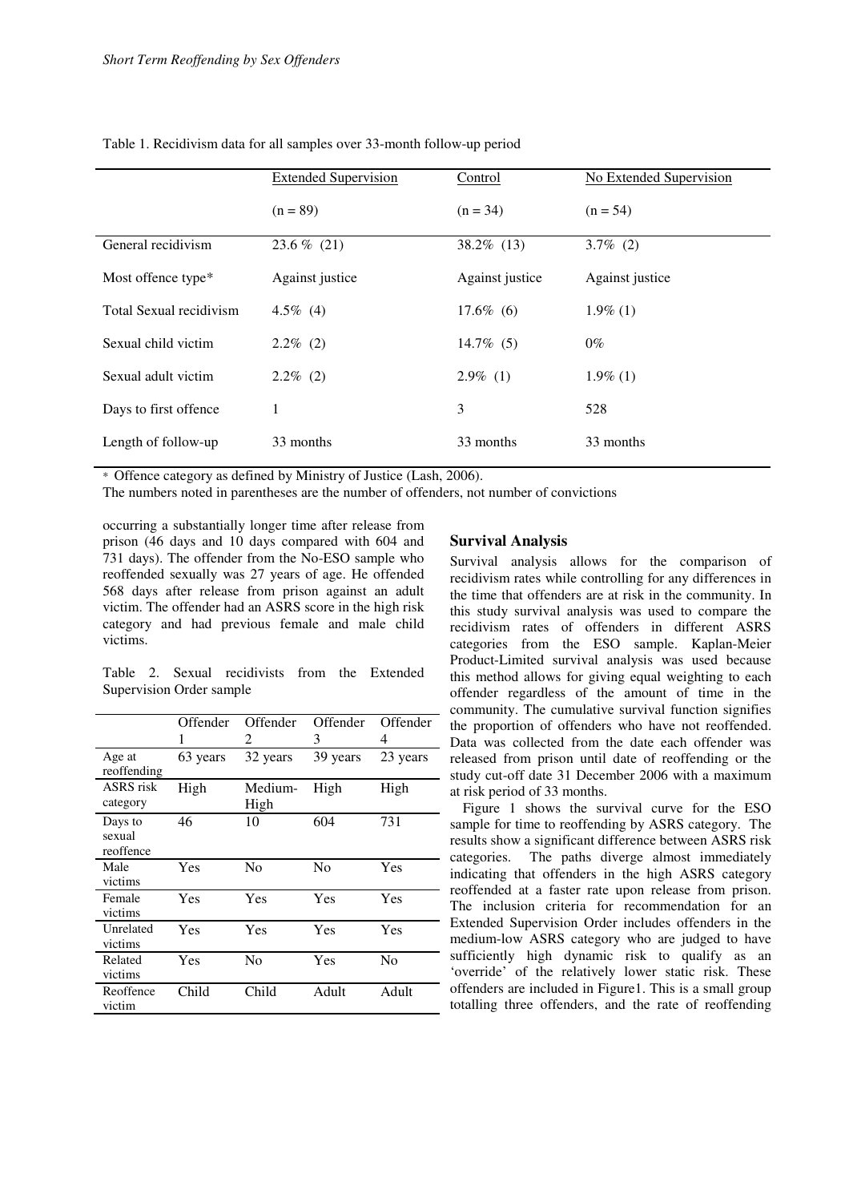Table 1. Recidivism data for all samples over 33-month follow-up period

| | Extended Supervision (n = 89) | Control (n = 34) | No Extended Supervision (n = 54) |
|---|---|---|---|
| General recidivism | 23.6 % (21) | 38.2% (13) | 3.7% (2) |
| Most offence type* | Against justice | Against justice | Against justice |
| Total Sexual recidivism | 4.5% (4) | 17.6% (6) | 1.9% (1) |
| Sexual child victim | 2.2% (2) | 14.7% (5) | 0% |
| Sexual adult victim | 2.2% (2) | 2.9% (1) | 1.9% (1) |
| Days to first offence | 1 | 3 | 528 |
| Length of follow-up | 33 months | 33 months | 33 months |

* Offence category as defined by Ministry of Justice (Lash, 2006).
The numbers noted in parentheses are the number of offenders, not number of convictions

occurring a substantially longer time after release from prison (46 days and 10 days compared with 604 and 731 days). The offender from the No-ESO sample who reoffended sexually was 27 years of age. He offended 568 days after release from prison against an adult victim. The offender had an ASRS score in the high risk category and had previous female and male child victims.

Table 2. Sexual recidivists from the Extended Supervision Order sample

| | Offender 1 | Offender 2 | Offender 3 | Offender 4 |
|---|---|---|---|---|
| Age at reoffending | 63 years | 32 years | 39 years | 23 years |
| ASRS risk category | High | Medium-High | High | High |
| Days to sexual reoffence | 46 | 10 | 604 | 731 |
| Male victims | Yes | No | No | Yes |
| Female victims | Yes | Yes | Yes | Yes |
| Unrelated victims | Yes | Yes | Yes | Yes |
| Related victims | Yes | No | Yes | No |
| Reoffence victim | Child | Child | Adult | Adult |

## Survival Analysis

Survival analysis allows for the comparison of recidivism rates while controlling for any differences in the time that offenders are at risk in the community. In this study survival analysis was used to compare the recidivism rates of offenders in different ASRS categories from the ESO sample. Kaplan-Meier Product-Limited survival analysis was used because this method allows for giving equal weighting to each offender regardless of the amount of time in the community. The cumulative survival function signifies the proportion of offenders who have not reoffended. Data was collected from the date each offender was released from prison until date of reoffending or the study cut-off date 31 December 2006 with a maximum at risk period of 33 months.

Figure 1 shows the survival curve for the ESO sample for time to reoffending by ASRS category. The results show a significant difference between ASRS risk categories. The paths diverge almost immediately indicating that offenders in the high ASRS category reoffended at a faster rate upon release from prison. The inclusion criteria for recommendation for an Extended Supervision Order includes offenders in the medium-low ASRS category who are judged to have sufficiently high dynamic risk to qualify as an 'override' of the relatively lower static risk. These offenders are included in Figure1. This is a small group totalling three offenders, and the rate of reoffending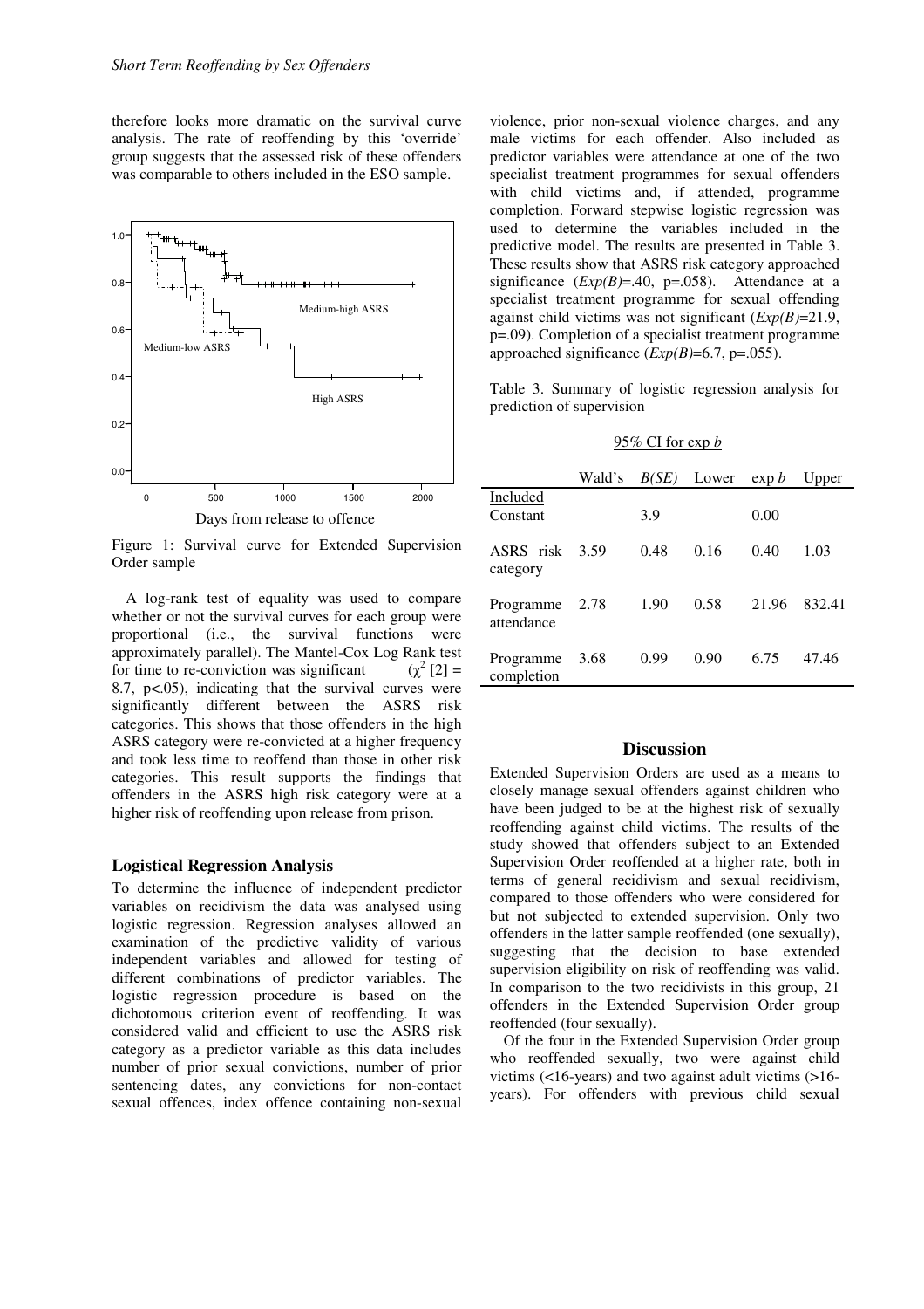therefore looks more dramatic on the survival curve analysis. The rate of reoffending by this 'override' group suggests that the assessed risk of these offenders was comparable to others included in the ESO sample.

Figure 1: Survival curve for Extended Supervision Order sample

A log-rank test of equality was used to compare whether or not the survival curves for each group were proportional (i.e., the survival functions were approximately parallel). The Mantel-Cox Log Rank test for time to re-conviction was significant ($\chi^2$ [2] = 8.7, $p<.05$), indicating that the survival curves were significantly different between the ASRS risk categories. This shows that those offenders in the high ASRS category were re-convicted at a higher frequency and took less time to reoffend than those in other risk categories. This result supports the findings that offenders in the ASRS high risk category were at a higher risk of reoffending upon release from prison.

### Logistical Regression Analysis

To determine the influence of independent predictor variables on recidivism the data was analysed using logistic regression. Regression analyses allowed an examination of the predictive validity of various independent variables and allowed for testing of different combinations of predictor variables. The logistic regression procedure is based on the dichotomous criterion event of reoffending. It was considered valid and efficient to use the ASRS risk category as a predictor variable as this data includes number of prior sexual convictions, number of prior sentencing dates, any convictions for non-contact sexual offences, index offence containing non-sexual violence, prior non-sexual violence charges, and any male victims for each offender. Also included as predictor variables were attendance at one of the two specialist treatment programmes for sexual offenders with child victims and, if attended, programme completion. Forward stepwise logistic regression was used to determine the variables included in the predictive model. The results are presented in Table 3. These results show that ASRS risk category approached significance (*Exp(B)*=.40, p=.058). Attendance at a specialist treatment programme for sexual offending against child victims was not significant (*Exp(B)*=21.9, p=.09). Completion of a specialist treatment programme approached significance (*Exp(B)*=6.7, p=.055).

Table 3. Summary of logistic regression analysis for prediction of supervision

| | Wald's | *B(SE)* | 95% CI for exp *b* Lower | exp *b* | Upper |
|---|---|---|---|---|---|
| Included | | | | | |
| Constant | | 3.9 | | 0.00 | |
| ASRS risk category | 3.59 | 0.48 | 0.16 | 0.40 | 1.03 |
| Programme attendance | 2.78 | 1.90 | 0.58 | 21.96 | 832.41 |
| Programme completion | 3.68 | 0.99 | 0.90 | 6.75 | 47.46 |

## Discussion

Extended Supervision Orders are used as a means to closely manage sexual offenders against children who have been judged to be at the highest risk of sexually reoffending against child victims. The results of the study showed that offenders subject to an Extended Supervision Order reoffended at a higher rate, both in terms of general recidivism and sexual recidivism, compared to those offenders who were considered for but not subjected to extended supervision. Only two offenders in the latter sample reoffended (one sexually), suggesting that the decision to base extended supervision eligibility on risk of reoffending was valid. In comparison to the two recidivists in this group, 21 offenders in the Extended Supervision Order group reoffended (four sexually).

Of the four in the Extended Supervision Order group who reoffended sexually, two were against child victims (<16-years) and two against adult victims (>16-years). For offenders with previous child sexual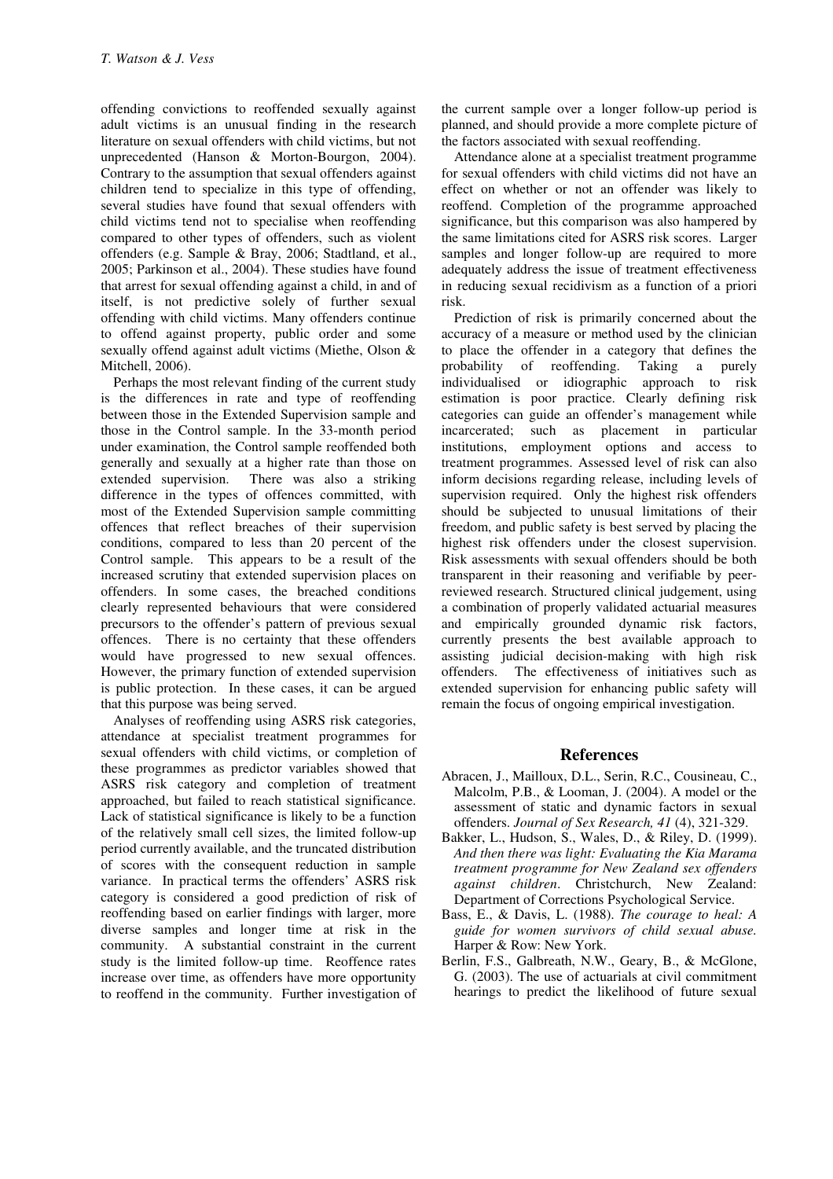offending convictions to reoffended sexually against adult victims is an unusual finding in the research literature on sexual offenders with child victims, but not unprecedented (Hanson & Morton-Bourgon, 2004). Contrary to the assumption that sexual offenders against children tend to specialize in this type of offending, several studies have found that sexual offenders with child victims tend not to specialise when reoffending compared to other types of offenders, such as violent offenders (e.g. Sample & Bray, 2006; Stadtland, et al., 2005; Parkinson et al., 2004). These studies have found that arrest for sexual offending against a child, in and of itself, is not predictive solely of further sexual offending with child victims. Many offenders continue to offend against property, public order and some sexually offend against adult victims (Miethe, Olson & Mitchell, 2006).

Perhaps the most relevant finding of the current study is the differences in rate and type of reoffending between those in the Extended Supervision sample and those in the Control sample. In the 33-month period under examination, the Control sample reoffended both generally and sexually at a higher rate than those on extended supervision. There was also a striking difference in the types of offences committed, with most of the Extended Supervision sample committing offences that reflect breaches of their supervision conditions, compared to less than 20 percent of the Control sample. This appears to be a result of the increased scrutiny that extended supervision places on offenders. In some cases, the breached conditions clearly represented behaviours that were considered precursors to the offender's pattern of previous sexual offences. There is no certainty that these offenders would have progressed to new sexual offences. However, the primary function of extended supervision is public protection. In these cases, it can be argued that this purpose was being served.

Analyses of reoffending using ASRS risk categories, attendance at specialist treatment programmes for sexual offenders with child victims, or completion of these programmes as predictor variables showed that ASRS risk category and completion of treatment approached, but failed to reach statistical significance. Lack of statistical significance is likely to be a function of the relatively small cell sizes, the limited follow-up period currently available, and the truncated distribution of scores with the consequent reduction in sample variance. In practical terms the offenders' ASRS risk category is considered a good prediction of risk of reoffending based on earlier findings with larger, more diverse samples and longer time at risk in the community. A substantial constraint in the current study is the limited follow-up time. Reoffence rates increase over time, as offenders have more opportunity to reoffend in the community. Further investigation of the current sample over a longer follow-up period is planned, and should provide a more complete picture of the factors associated with sexual reoffending.

Attendance alone at a specialist treatment programme for sexual offenders with child victims did not have an effect on whether or not an offender was likely to reoffend. Completion of the programme approached significance, but this comparison was also hampered by the same limitations cited for ASRS risk scores. Larger samples and longer follow-up are required to more adequately address the issue of treatment effectiveness in reducing sexual recidivism as a function of a priori risk.

Prediction of risk is primarily concerned about the accuracy of a measure or method used by the clinician to place the offender in a category that defines the probability of reoffending. Taking a purely individualised or idiographic approach to risk estimation is poor practice. Clearly defining risk categories can guide an offender's management while incarcerated; such as placement in particular institutions, employment options and access to treatment programmes. Assessed level of risk can also inform decisions regarding release, including levels of supervision required. Only the highest risk offenders should be subjected to unusual limitations of their freedom, and public safety is best served by placing the highest risk offenders under the closest supervision. Risk assessments with sexual offenders should be both transparent in their reasoning and verifiable by peer-reviewed research. Structured clinical judgement, using a combination of properly validated actuarial measures and empirically grounded dynamic risk factors, currently presents the best available approach to assisting judicial decision-making with high risk offenders. The effectiveness of initiatives such as extended supervision for enhancing public safety will remain the focus of ongoing empirical investigation.

## References

Abracen, J., Mailloux, D.L., Serin, R.C., Cousineau, C., Malcolm, P.B., & Looman, J. (2004). A model or the assessment of static and dynamic factors in sexual offenders. *Journal of Sex Research, 41* (4), 321-329.

Bakker, L., Hudson, S., Wales, D., & Riley, D. (1999). *And then there was light: Evaluating the Kia Marama treatment programme for New Zealand sex offenders against children*. Christchurch, New Zealand: Department of Corrections Psychological Service.

Bass, E., & Davis, L. (1988). *The courage to heal: A guide for women survivors of child sexual abuse.* Harper & Row: New York.

Berlin, F.S., Galbreath, N.W., Geary, B., & McGlone, G. (2003). The use of actuarials at civil commitment hearings to predict the likelihood of future sexual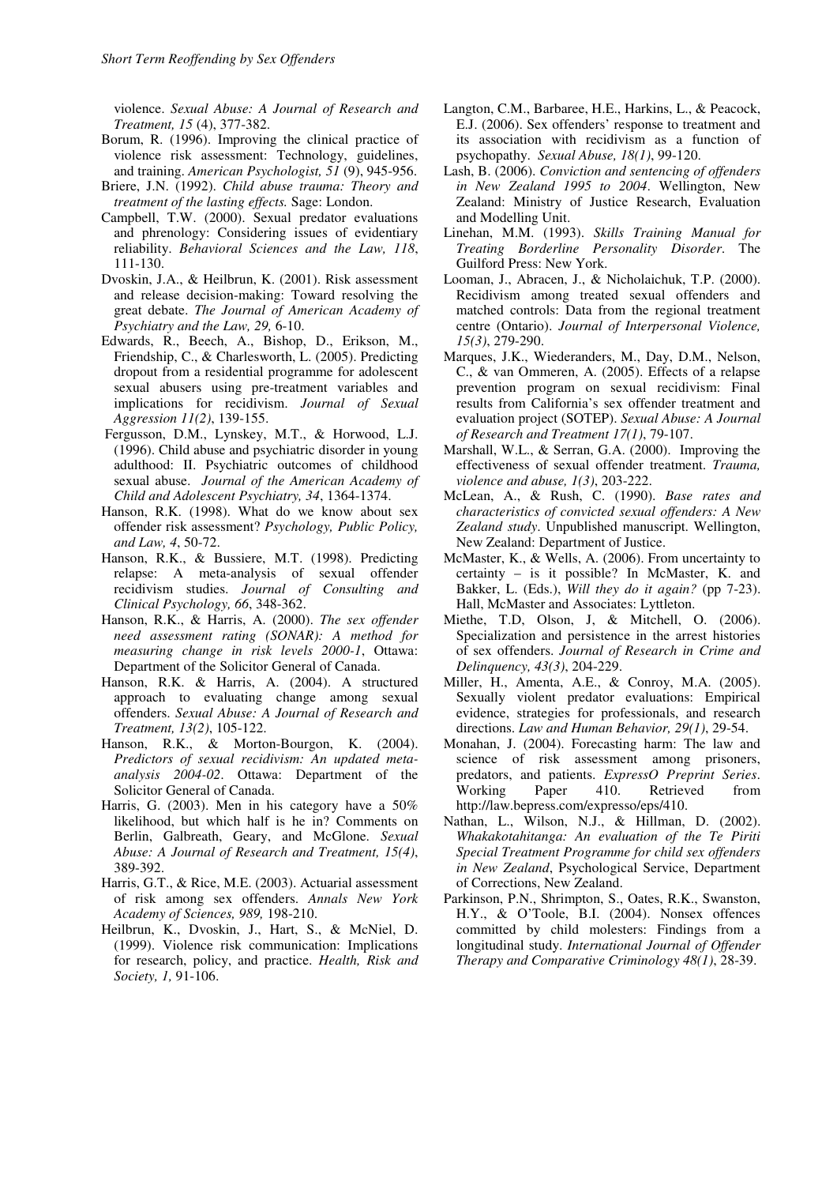violence. *Sexual Abuse: A Journal of Research and Treatment, 15* (4), 377-382.

Borum, R. (1996). Improving the clinical practice of violence risk assessment: Technology, guidelines, and training. *American Psychologist, 51* (9), 945-956.

Briere, J.N. (1992). *Child abuse trauma: Theory and treatment of the lasting effects.* Sage: London.

Campbell, T.W. (2000). Sexual predator evaluations and phrenology: Considering issues of evidentiary reliability. *Behavioral Sciences and the Law, 118*, 111-130.

Dvoskin, J.A., & Heilbrun, K. (2001). Risk assessment and release decision-making: Toward resolving the great debate. *The Journal of American Academy of Psychiatry and the Law, 29,* 6-10.

Edwards, R., Beech, A., Bishop, D., Erikson, M., Friendship, C., & Charlesworth, L. (2005). Predicting dropout from a residential programme for adolescent sexual abusers using pre-treatment variables and implications for recidivism. *Journal of Sexual Aggression 11(2)*, 139-155.

Fergusson, D.M., Lynskey, M.T., & Horwood, L.J. (1996). Child abuse and psychiatric disorder in young adulthood: II. Psychiatric outcomes of childhood sexual abuse. *Journal of the American Academy of Child and Adolescent Psychiatry, 34*, 1364-1374.

Hanson, R.K. (1998). What do we know about sex offender risk assessment? *Psychology, Public Policy, and Law, 4*, 50-72.

Hanson, R.K., & Bussiere, M.T. (1998). Predicting relapse: A meta-analysis of sexual offender recidivism studies. *Journal of Consulting and Clinical Psychology, 66*, 348-362.

Hanson, R.K., & Harris, A. (2000). *The sex offender need assessment rating (SONAR): A method for measuring change in risk levels 2000-1*, Ottawa: Department of the Solicitor General of Canada.

Hanson, R.K. & Harris, A. (2004). A structured approach to evaluating change among sexual offenders. *Sexual Abuse: A Journal of Research and Treatment, 13(2)*, 105-122.

Hanson, R.K., & Morton-Bourgon, K. (2004). *Predictors of sexual recidivism: An updated meta-analysis 2004-02*. Ottawa: Department of the Solicitor General of Canada.

Harris, G. (2003). Men in his category have a 50% likelihood, but which half is he in? Comments on Berlin, Galbreath, Geary, and McGlone. *Sexual Abuse: A Journal of Research and Treatment, 15(4)*, 389-392.

Harris, G.T., & Rice, M.E. (2003). Actuarial assessment of risk among sex offenders. *Annals New York Academy of Sciences, 989,* 198-210.

Heilbrun, K., Dvoskin, J., Hart, S., & McNiel, D. (1999). Violence risk communication: Implications for research, policy, and practice. *Health, Risk and Society, 1,* 91-106.

Langton, C.M., Barbaree, H.E., Harkins, L., & Peacock, E.J. (2006). Sex offenders' response to treatment and its association with recidivism as a function of psychopathy. *Sexual Abuse, 18(1)*, 99-120.

Lash, B. (2006). *Conviction and sentencing of offenders in New Zealand 1995 to 2004*. Wellington, New Zealand: Ministry of Justice Research, Evaluation and Modelling Unit.

Linehan, M.M. (1993). *Skills Training Manual for Treating Borderline Personality Disorder*. The Guilford Press: New York.

Looman, J., Abracen, J., & Nicholaichuk, T.P. (2000). Recidivism among treated sexual offenders and matched controls: Data from the regional treatment centre (Ontario). *Journal of Interpersonal Violence, 15(3)*, 279-290.

Marques, J.K., Wiederanders, M., Day, D.M., Nelson, C., & van Ommeren, A. (2005). Effects of a relapse prevention program on sexual recidivism: Final results from California's sex offender treatment and evaluation project (SOTEP). *Sexual Abuse: A Journal of Research and Treatment 17(1)*, 79-107.

Marshall, W.L., & Serran, G.A. (2000). Improving the effectiveness of sexual offender treatment. *Trauma, violence and abuse, 1(3)*, 203-222.

McLean, A., & Rush, C. (1990). *Base rates and characteristics of convicted sexual offenders: A New Zealand study*. Unpublished manuscript. Wellington, New Zealand: Department of Justice.

McMaster, K., & Wells, A. (2006). From uncertainty to certainty – is it possible? In McMaster, K. and Bakker, L. (Eds.), *Will they do it again?* (pp 7-23). Hall, McMaster and Associates: Lyttleton.

Miethe, T.D, Olson, J, & Mitchell, O. (2006). Specialization and persistence in the arrest histories of sex offenders. *Journal of Research in Crime and Delinquency, 43(3)*, 204-229.

Miller, H., Amenta, A.E., & Conroy, M.A. (2005). Sexually violent predator evaluations: Empirical evidence, strategies for professionals, and research directions. *Law and Human Behavior, 29(1)*, 29-54.

Monahan, J. (2004). Forecasting harm: The law and science of risk assessment among prisoners, predators, and patients. *ExpressO Preprint Series*. Working Paper 410. Retrieved from http://law.bepress.com/expresso/eps/410.

Nathan, L., Wilson, N.J., & Hillman, D. (2002). *Whakakotahitanga: An evaluation of the Te Piriti Special Treatment Programme for child sex offenders in New Zealand*, Psychological Service, Department of Corrections, New Zealand.

Parkinson, P.N., Shrimpton, S., Oates, R.K., Swanston, H.Y., & O'Toole, B.I. (2004). Nonsex offences committed by child molesters: Findings from a longitudinal study. *International Journal of Offender Therapy and Comparative Criminology 48(1)*, 28-39.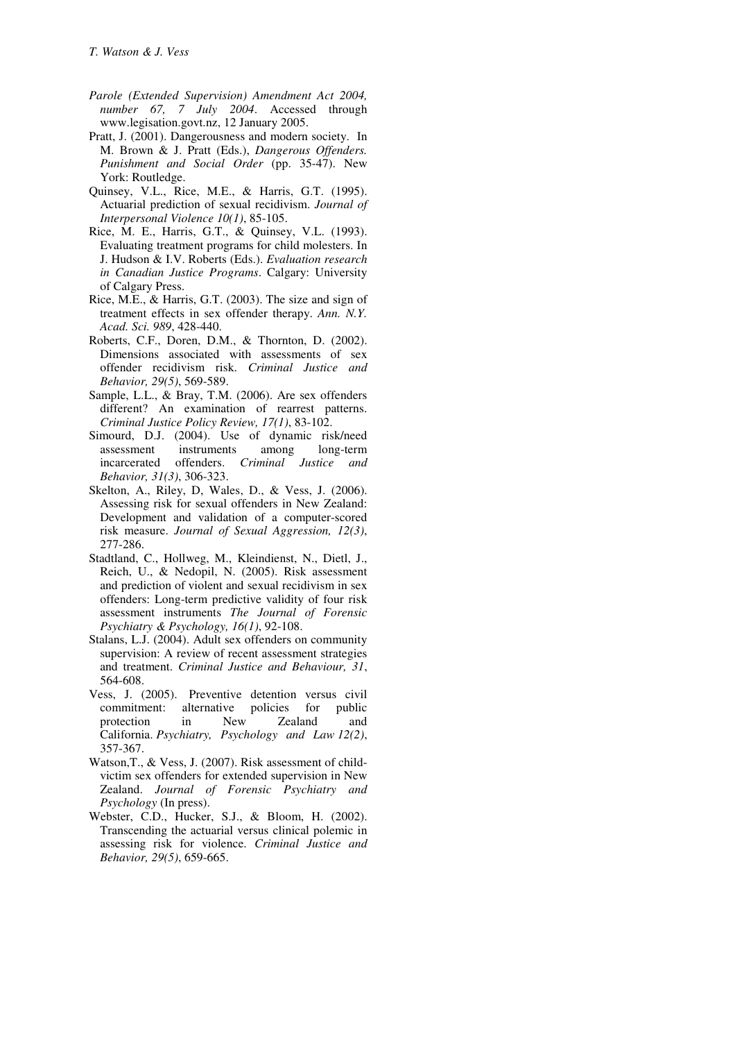*Parole (Extended Supervision) Amendment Act 2004, number 67, 7 July 2004*. Accessed through www.legisation.govt.nz, 12 January 2005.

Pratt, J. (2001). Dangerousness and modern society. In M. Brown & J. Pratt (Eds.), *Dangerous Offenders. Punishment and Social Order* (pp. 35-47). New York: Routledge.

Quinsey, V.L., Rice, M.E., & Harris, G.T. (1995). Actuarial prediction of sexual recidivism. *Journal of Interpersonal Violence 10(1)*, 85-105.

Rice, M. E., Harris, G.T., & Quinsey, V.L. (1993). Evaluating treatment programs for child molesters. In J. Hudson & I.V. Roberts (Eds.). *Evaluation research in Canadian Justice Programs*. Calgary: University of Calgary Press.

Rice, M.E., & Harris, G.T. (2003). The size and sign of treatment effects in sex offender therapy. *Ann. N.Y. Acad. Sci. 989*, 428-440.

Roberts, C.F., Doren, D.M., & Thornton, D. (2002). Dimensions associated with assessments of sex offender recidivism risk. *Criminal Justice and Behavior, 29(5)*, 569-589.

Sample, L.L., & Bray, T.M. (2006). Are sex offenders different? An examination of rearrest patterns. *Criminal Justice Policy Review, 17(1)*, 83-102.

Simourd, D.J. (2004). Use of dynamic risk/need assessment instruments among long-term incarcerated offenders. *Criminal Justice and Behavior, 31(3)*, 306-323.

Skelton, A., Riley, D, Wales, D., & Vess, J. (2006). Assessing risk for sexual offenders in New Zealand: Development and validation of a computer-scored risk measure. *Journal of Sexual Aggression, 12(3)*, 277-286.

Stadtland, C., Hollweg, M., Kleindienst, N., Dietl, J., Reich, U., & Nedopil, N. (2005). Risk assessment and prediction of violent and sexual recidivism in sex offenders: Long-term predictive validity of four risk assessment instruments *The Journal of Forensic Psychiatry & Psychology, 16(1)*, 92-108.

Stalans, L.J. (2004). Adult sex offenders on community supervision: A review of recent assessment strategies and treatment. *Criminal Justice and Behaviour, 31*, 564-608.

Vess, J. (2005). Preventive detention versus civil commitment: alternative policies for public protection in New Zealand and California. *Psychiatry, Psychology and Law 12(2)*, 357-367.

Watson,T., & Vess, J. (2007). Risk assessment of child-victim sex offenders for extended supervision in New Zealand. *Journal of Forensic Psychiatry and Psychology* (In press).

Webster, C.D., Hucker, S.J., & Bloom, H. (2002). Transcending the actuarial versus clinical polemic in assessing risk for violence. *Criminal Justice and Behavior, 29(5)*, 659-665.